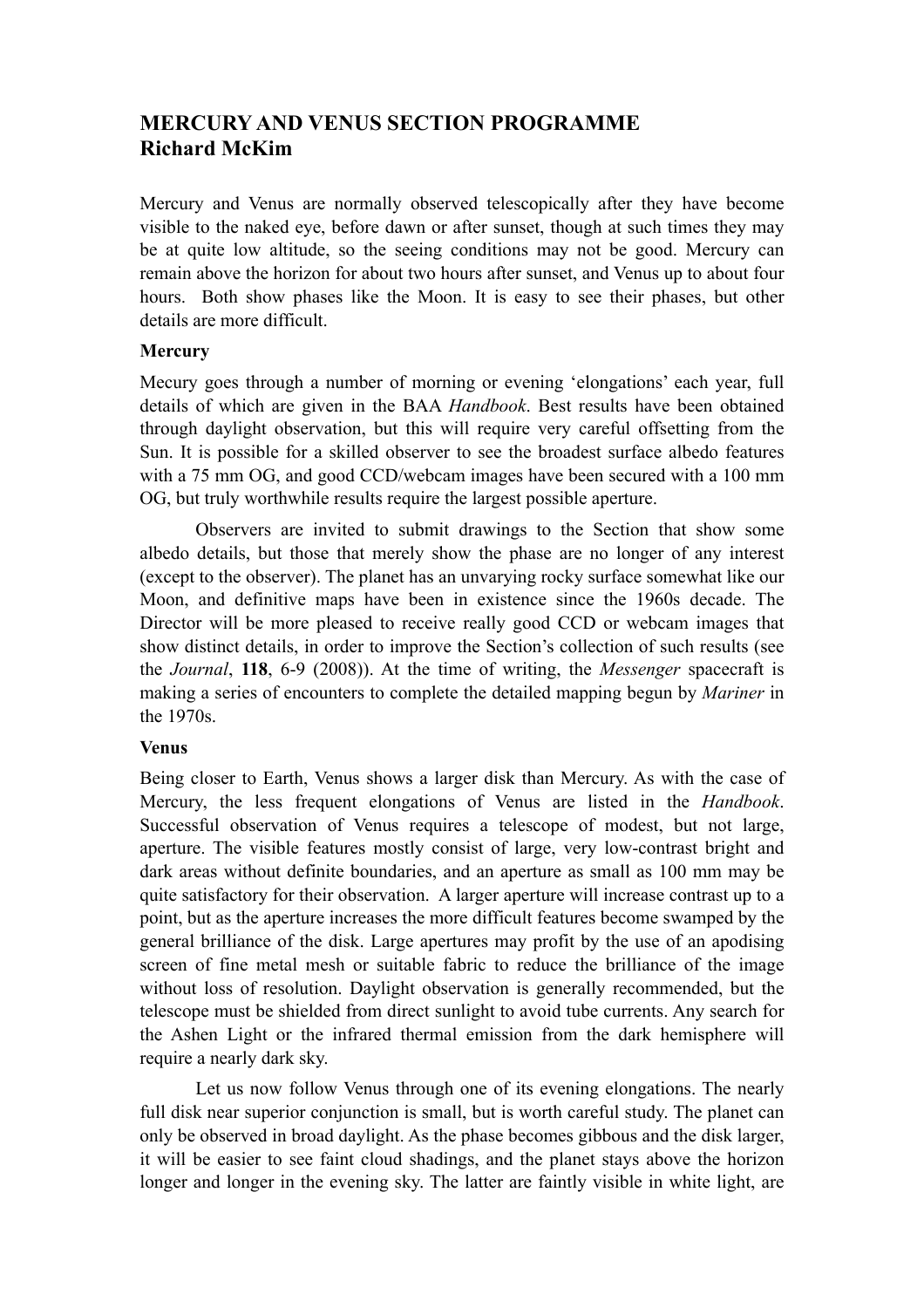# MERCURY AND VENUS SECTION PROGRAMME
## Richard McKim

Mercury and Venus are normally observed telescopically after they have become visible to the naked eye, before dawn or after sunset, though at such times they may be at quite low altitude, so the seeing conditions may not be good. Mercury can remain above the horizon for about two hours after sunset, and Venus up to about four hours. Both show phases like the Moon. It is easy to see their phases, but other details are more difficult.

### Mercury

Mecury goes through a number of morning or evening 'elongations' each year, full details of which are given in the BAA *Handbook*. Best results have been obtained through daylight observation, but this will require very careful offsetting from the Sun. It is possible for a skilled observer to see the broadest surface albedo features with a 75 mm OG, and good CCD/webcam images have been secured with a 100 mm OG, but truly worthwhile results require the largest possible aperture.

Observers are invited to submit drawings to the Section that show some albedo details, but those that merely show the phase are no longer of any interest (except to the observer). The planet has an unvarying rocky surface somewhat like our Moon, and definitive maps have been in existence since the 1960s decade. The Director will be more pleased to receive really good CCD or webcam images that show distinct details, in order to improve the Section's collection of such results (see the *Journal*, **118**, 6-9 (2008)). At the time of writing, the *Messenger* spacecraft is making a series of encounters to complete the detailed mapping begun by *Mariner* in the 1970s.

### Venus

Being closer to Earth, Venus shows a larger disk than Mercury. As with the case of Mercury, the less frequent elongations of Venus are listed in the *Handbook*. Successful observation of Venus requires a telescope of modest, but not large, aperture. The visible features mostly consist of large, very low-contrast bright and dark areas without definite boundaries, and an aperture as small as 100 mm may be quite satisfactory for their observation. A larger aperture will increase contrast up to a point, but as the aperture increases the more difficult features become swamped by the general brilliance of the disk. Large apertures may profit by the use of an apodising screen of fine metal mesh or suitable fabric to reduce the brilliance of the image without loss of resolution. Daylight observation is generally recommended, but the telescope must be shielded from direct sunlight to avoid tube currents. Any search for the Ashen Light or the infrared thermal emission from the dark hemisphere will require a nearly dark sky.

Let us now follow Venus through one of its evening elongations. The nearly full disk near superior conjunction is small, but is worth careful study. The planet can only be observed in broad daylight. As the phase becomes gibbous and the disk larger, it will be easier to see faint cloud shadings, and the planet stays above the horizon longer and longer in the evening sky. The latter are faintly visible in white light, are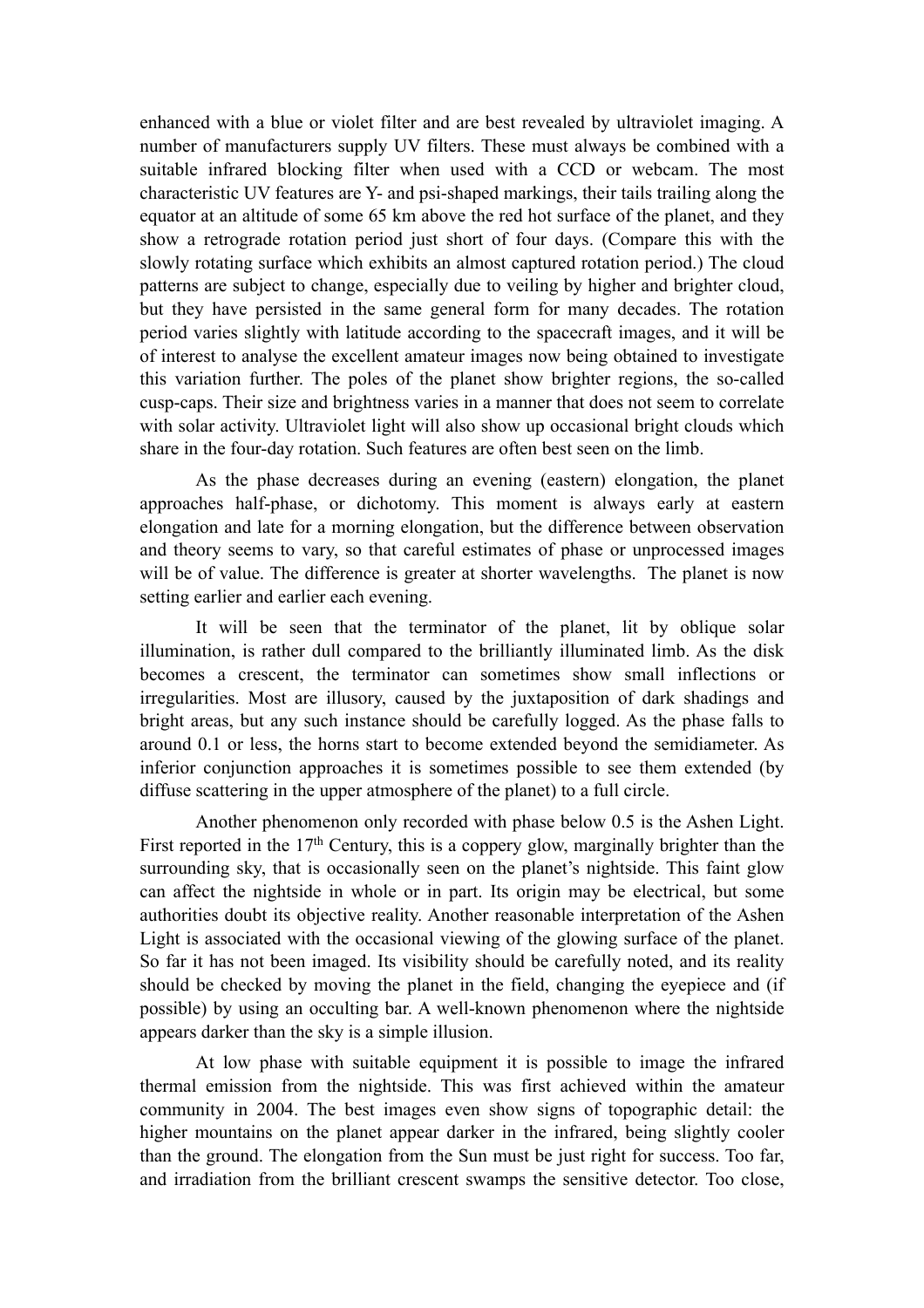enhanced with a blue or violet filter and are best revealed by ultraviolet imaging. A number of manufacturers supply UV filters. These must always be combined with a suitable infrared blocking filter when used with a CCD or webcam. The most characteristic UV features are Y- and psi-shaped markings, their tails trailing along the equator at an altitude of some 65 km above the red hot surface of the planet, and they show a retrograde rotation period just short of four days. (Compare this with the slowly rotating surface which exhibits an almost captured rotation period.) The cloud patterns are subject to change, especially due to veiling by higher and brighter cloud, but they have persisted in the same general form for many decades. The rotation period varies slightly with latitude according to the spacecraft images, and it will be of interest to analyse the excellent amateur images now being obtained to investigate this variation further. The poles of the planet show brighter regions, the so-called cusp-caps. Their size and brightness varies in a manner that does not seem to correlate with solar activity. Ultraviolet light will also show up occasional bright clouds which share in the four-day rotation. Such features are often best seen on the limb.

As the phase decreases during an evening (eastern) elongation, the planet approaches half-phase, or dichotomy. This moment is always early at eastern elongation and late for a morning elongation, but the difference between observation and theory seems to vary, so that careful estimates of phase or unprocessed images will be of value. The difference is greater at shorter wavelengths. The planet is now setting earlier and earlier each evening.

It will be seen that the terminator of the planet, lit by oblique solar illumination, is rather dull compared to the brilliantly illuminated limb. As the disk becomes a crescent, the terminator can sometimes show small inflections or irregularities. Most are illusory, caused by the juxtaposition of dark shadings and bright areas, but any such instance should be carefully logged. As the phase falls to around 0.1 or less, the horns start to become extended beyond the semidiameter. As inferior conjunction approaches it is sometimes possible to see them extended (by diffuse scattering in the upper atmosphere of the planet) to a full circle.

Another phenomenon only recorded with phase below 0.5 is the Ashen Light. First reported in the 17th Century, this is a coppery glow, marginally brighter than the surrounding sky, that is occasionally seen on the planet's nightside. This faint glow can affect the nightside in whole or in part. Its origin may be electrical, but some authorities doubt its objective reality. Another reasonable interpretation of the Ashen Light is associated with the occasional viewing of the glowing surface of the planet. So far it has not been imaged. Its visibility should be carefully noted, and its reality should be checked by moving the planet in the field, changing the eyepiece and (if possible) by using an occulting bar. A well-known phenomenon where the nightside appears darker than the sky is a simple illusion.

At low phase with suitable equipment it is possible to image the infrared thermal emission from the nightside. This was first achieved within the amateur community in 2004. The best images even show signs of topographic detail: the higher mountains on the planet appear darker in the infrared, being slightly cooler than the ground. The elongation from the Sun must be just right for success. Too far, and irradiation from the brilliant crescent swamps the sensitive detector. Too close,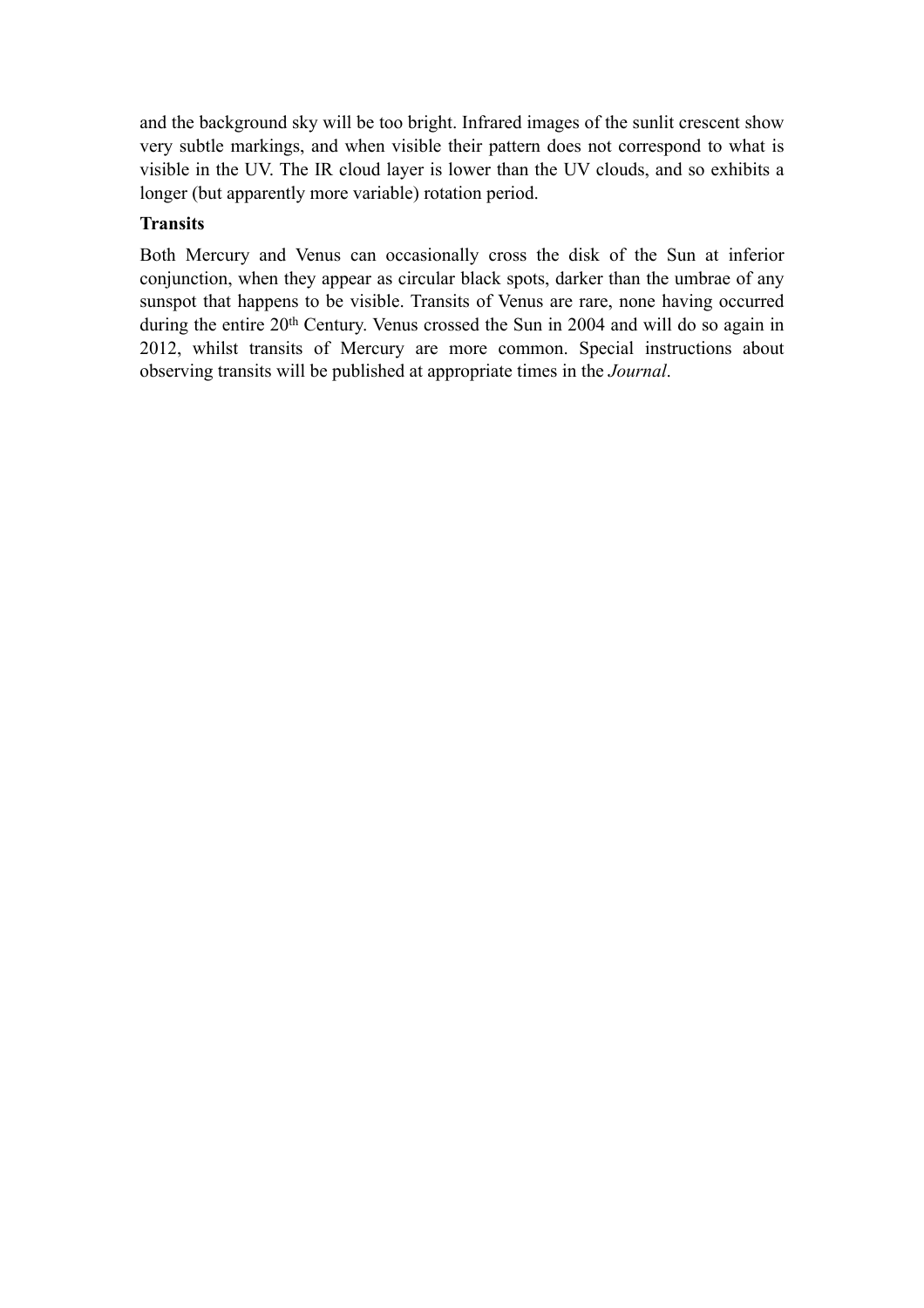and the background sky will be too bright. Infrared images of the sunlit crescent show very subtle markings, and when visible their pattern does not correspond to what is visible in the UV. The IR cloud layer is lower than the UV clouds, and so exhibits a longer (but apparently more variable) rotation period.

**Transits**

Both Mercury and Venus can occasionally cross the disk of the Sun at inferior conjunction, when they appear as circular black spots, darker than the umbrae of any sunspot that happens to be visible. Transits of Venus are rare, none having occurred during the entire 20th Century. Venus crossed the Sun in 2004 and will do so again in 2012, whilst transits of Mercury are more common. Special instructions about observing transits will be published at appropriate times in the *Journal*.